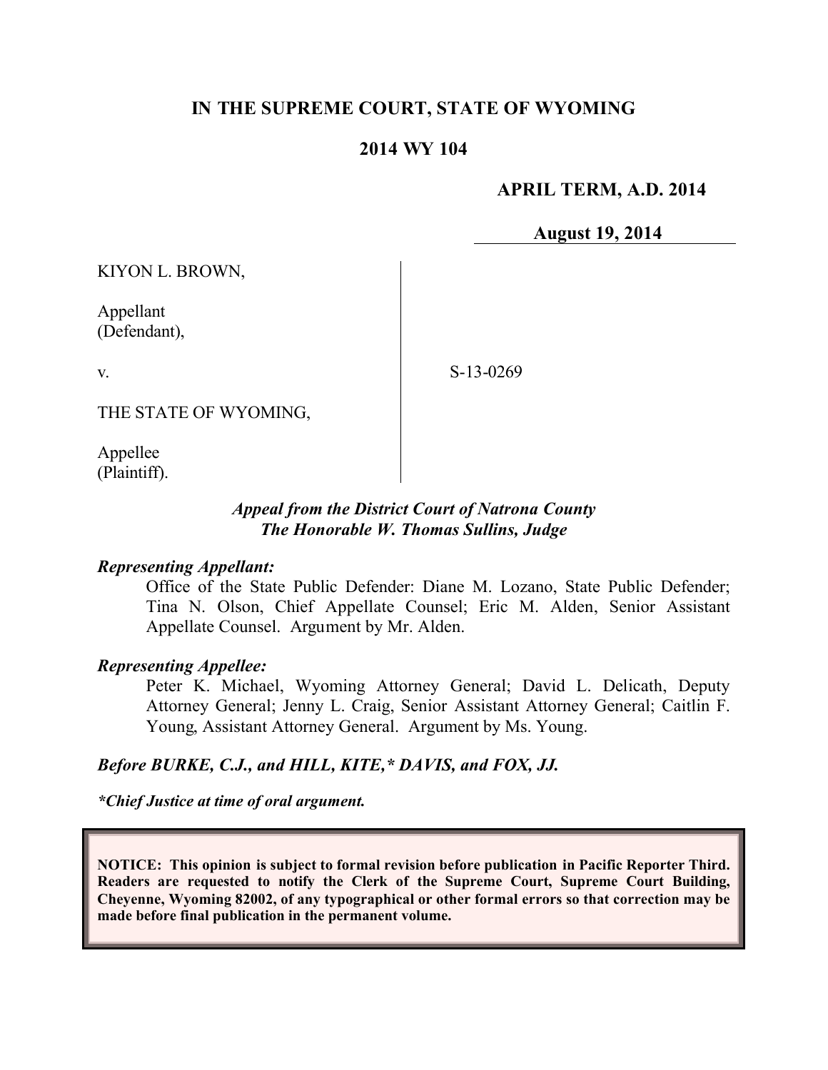# IN THE SUPREME COURT, STATE OF WYOMING

## 2014 WY 104

**APRIL TERM, A.D. 2014**

**August 19, 2014**

KIYON L. BROWN,

Appellant
(Defendant),

v.

THE STATE OF WYOMING,

Appellee
(Plaintiff).

S-13-0269

*Appeal from the District Court of Natrona County*
*The Honorable W. Thomas Sullins, Judge*

***Representing Appellant:***

Office of the State Public Defender: Diane M. Lozano, State Public Defender; Tina N. Olson, Chief Appellate Counsel; Eric M. Alden, Senior Assistant Appellate Counsel. Argument by Mr. Alden.

***Representing Appellee:***

Peter K. Michael, Wyoming Attorney General; David L. Delicath, Deputy Attorney General; Jenny L. Craig, Senior Assistant Attorney General; Caitlin F. Young, Assistant Attorney General. Argument by Ms. Young.

***Before BURKE, C.J., and HILL, KITE,\* DAVIS, and FOX, JJ.***

***\*Chief Justice at time of oral argument.***

**NOTICE: This opinion is subject to formal revision before publication in Pacific Reporter Third. Readers are requested to notify the Clerk of the Supreme Court, Supreme Court Building, Cheyenne, Wyoming 82002, of any typographical or other formal errors so that correction may be made before final publication in the permanent volume.**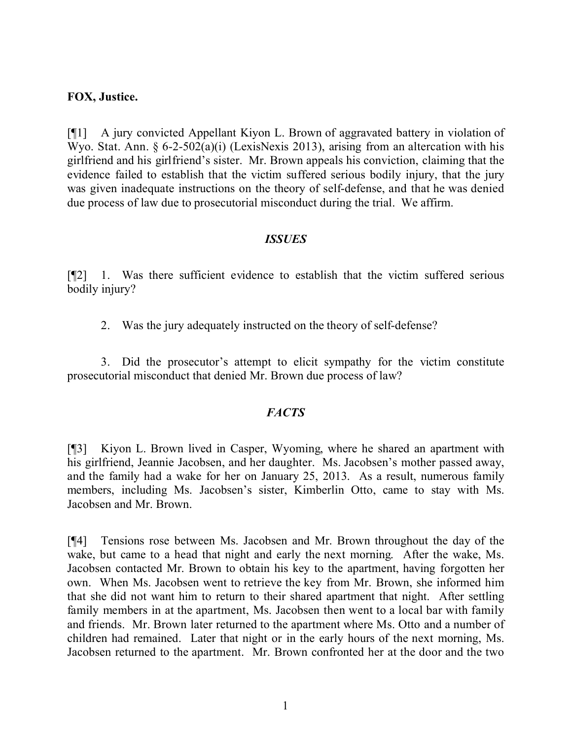**FOX, Justice.**

[¶1] A jury convicted Appellant Kiyon L. Brown of aggravated battery in violation of Wyo. Stat. Ann. § 6-2-502(a)(i) (LexisNexis 2013), arising from an altercation with his girlfriend and his girlfriend's sister. Mr. Brown appeals his conviction, claiming that the evidence failed to establish that the victim suffered serious bodily injury, that the jury was given inadequate instructions on the theory of self-defense, and that he was denied due process of law due to prosecutorial misconduct during the trial. We affirm.

## *ISSUES*

[¶2] 1. Was there sufficient evidence to establish that the victim suffered serious bodily injury?

2. Was the jury adequately instructed on the theory of self-defense?

3. Did the prosecutor's attempt to elicit sympathy for the victim constitute prosecutorial misconduct that denied Mr. Brown due process of law?

## *FACTS*

[¶3] Kiyon L. Brown lived in Casper, Wyoming, where he shared an apartment with his girlfriend, Jeannie Jacobsen, and her daughter. Ms. Jacobsen's mother passed away, and the family had a wake for her on January 25, 2013. As a result, numerous family members, including Ms. Jacobsen's sister, Kimberlin Otto, came to stay with Ms. Jacobsen and Mr. Brown.

[¶4] Tensions rose between Ms. Jacobsen and Mr. Brown throughout the day of the wake, but came to a head that night and early the next morning. After the wake, Ms. Jacobsen contacted Mr. Brown to obtain his key to the apartment, having forgotten her own. When Ms. Jacobsen went to retrieve the key from Mr. Brown, she informed him that she did not want him to return to their shared apartment that night. After settling family members in at the apartment, Ms. Jacobsen then went to a local bar with family and friends. Mr. Brown later returned to the apartment where Ms. Otto and a number of children had remained. Later that night or in the early hours of the next morning, Ms. Jacobsen returned to the apartment. Mr. Brown confronted her at the door and the two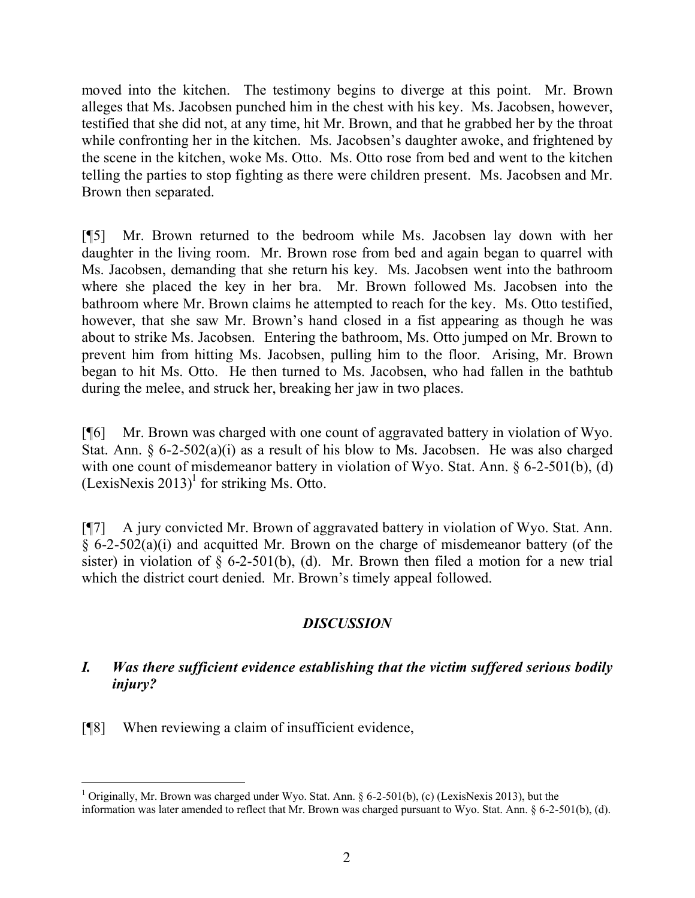moved into the kitchen. The testimony begins to diverge at this point. Mr. Brown alleges that Ms. Jacobsen punched him in the chest with his key. Ms. Jacobsen, however, testified that she did not, at any time, hit Mr. Brown, and that he grabbed her by the throat while confronting her in the kitchen. Ms. Jacobsen's daughter awoke, and frightened by the scene in the kitchen, woke Ms. Otto. Ms. Otto rose from bed and went to the kitchen telling the parties to stop fighting as there were children present. Ms. Jacobsen and Mr. Brown then separated.

[¶5] Mr. Brown returned to the bedroom while Ms. Jacobsen lay down with her daughter in the living room. Mr. Brown rose from bed and again began to quarrel with Ms. Jacobsen, demanding that she return his key. Ms. Jacobsen went into the bathroom where she placed the key in her bra. Mr. Brown followed Ms. Jacobsen into the bathroom where Mr. Brown claims he attempted to reach for the key. Ms. Otto testified, however, that she saw Mr. Brown's hand closed in a fist appearing as though he was about to strike Ms. Jacobsen. Entering the bathroom, Ms. Otto jumped on Mr. Brown to prevent him from hitting Ms. Jacobsen, pulling him to the floor. Arising, Mr. Brown began to hit Ms. Otto. He then turned to Ms. Jacobsen, who had fallen in the bathtub during the melee, and struck her, breaking her jaw in two places.

[¶6] Mr. Brown was charged with one count of aggravated battery in violation of Wyo. Stat. Ann. § 6-2-502(a)(i) as a result of his blow to Ms. Jacobsen. He was also charged with one count of misdemeanor battery in violation of Wyo. Stat. Ann. § 6-2-501(b), (d) (LexisNexis 2013)[1] for striking Ms. Otto.

[¶7] A jury convicted Mr. Brown of aggravated battery in violation of Wyo. Stat. Ann. § 6-2-502(a)(i) and acquitted Mr. Brown on the charge of misdemeanor battery (of the sister) in violation of § 6-2-501(b), (d). Mr. Brown then filed a motion for a new trial which the district court denied. Mr. Brown's timely appeal followed.

## *DISCUSSION*

### *I. Was there sufficient evidence establishing that the victim suffered serious bodily injury?*

[¶8] When reviewing a claim of insufficient evidence,

---

[1] Originally, Mr. Brown was charged under Wyo. Stat. Ann. § 6-2-501(b), (c) (LexisNexis 2013), but the information was later amended to reflect that Mr. Brown was charged pursuant to Wyo. Stat. Ann. § 6-2-501(b), (d).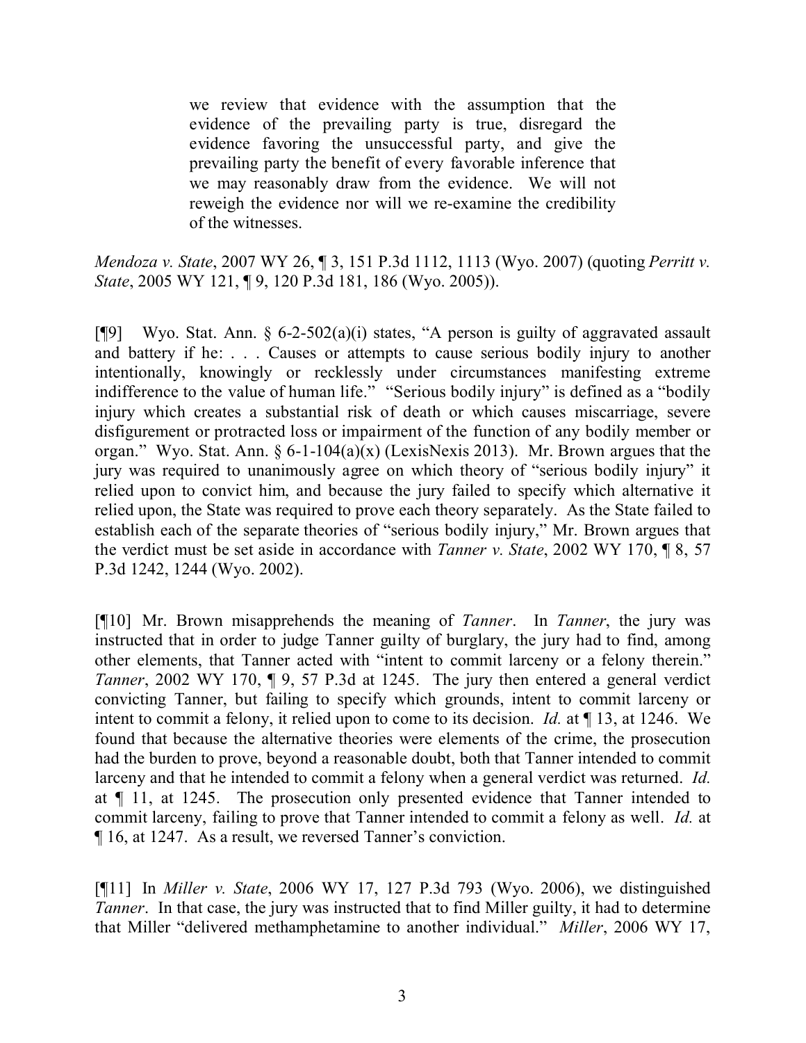> we review that evidence with the assumption that the evidence of the prevailing party is true, disregard the evidence favoring the unsuccessful party, and give the prevailing party the benefit of every favorable inference that we may reasonably draw from the evidence. We will not reweigh the evidence nor will we re-examine the credibility of the witnesses.

*Mendoza v. State*, 2007 WY 26, ¶ 3, 151 P.3d 1112, 1113 (Wyo. 2007) (quoting *Perritt v. State*, 2005 WY 121, ¶ 9, 120 P.3d 181, 186 (Wyo. 2005)).

[¶9] Wyo. Stat. Ann. § 6-2-502(a)(i) states, "A person is guilty of aggravated assault and battery if he: . . . Causes or attempts to cause serious bodily injury to another intentionally, knowingly or recklessly under circumstances manifesting extreme indifference to the value of human life." "Serious bodily injury" is defined as a "bodily injury which creates a substantial risk of death or which causes miscarriage, severe disfigurement or protracted loss or impairment of the function of any bodily member or organ." Wyo. Stat. Ann. § 6-1-104(a)(x) (LexisNexis 2013). Mr. Brown argues that the jury was required to unanimously agree on which theory of "serious bodily injury" it relied upon to convict him, and because the jury failed to specify which alternative it relied upon, the State was required to prove each theory separately. As the State failed to establish each of the separate theories of "serious bodily injury," Mr. Brown argues that the verdict must be set aside in accordance with *Tanner v. State*, 2002 WY 170, ¶ 8, 57 P.3d 1242, 1244 (Wyo. 2002).

[¶10] Mr. Brown misapprehends the meaning of *Tanner*. In *Tanner*, the jury was instructed that in order to judge Tanner guilty of burglary, the jury had to find, among other elements, that Tanner acted with "intent to commit larceny or a felony therein." *Tanner*, 2002 WY 170, ¶ 9, 57 P.3d at 1245. The jury then entered a general verdict convicting Tanner, but failing to specify which grounds, intent to commit larceny or intent to commit a felony, it relied upon to come to its decision. *Id.* at ¶ 13, at 1246. We found that because the alternative theories were elements of the crime, the prosecution had the burden to prove, beyond a reasonable doubt, both that Tanner intended to commit larceny and that he intended to commit a felony when a general verdict was returned. *Id.* at ¶ 11, at 1245. The prosecution only presented evidence that Tanner intended to commit larceny, failing to prove that Tanner intended to commit a felony as well. *Id.* at ¶ 16, at 1247. As a result, we reversed Tanner's conviction.

[¶11] In *Miller v. State*, 2006 WY 17, 127 P.3d 793 (Wyo. 2006), we distinguished *Tanner*. In that case, the jury was instructed that to find Miller guilty, it had to determine that Miller "delivered methamphetamine to another individual." *Miller*, 2006 WY 17,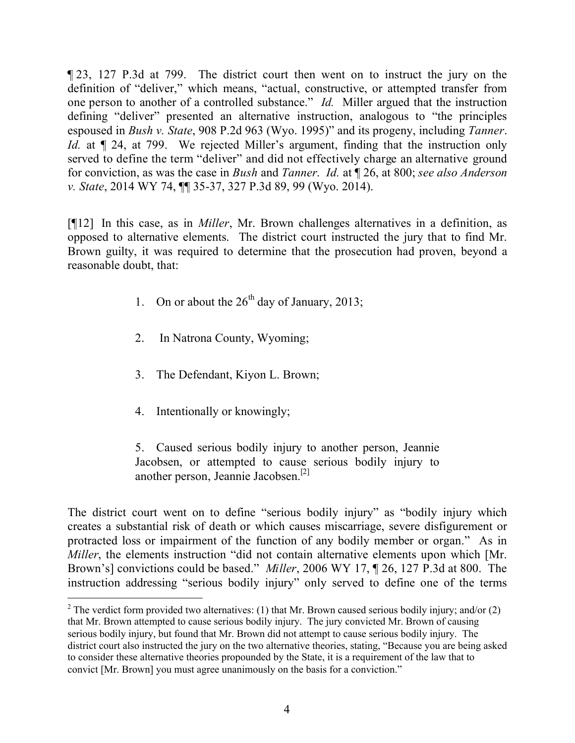¶ 23, 127 P.3d at 799. The district court then went on to instruct the jury on the definition of "deliver," which means, "actual, constructive, or attempted transfer from one person to another of a controlled substance." *Id.* Miller argued that the instruction defining "deliver" presented an alternative instruction, analogous to "the principles espoused in *Bush v. State*, 908 P.2d 963 (Wyo. 1995)" and its progeny, including *Tanner*. *Id.* at ¶ 24, at 799. We rejected Miller's argument, finding that the instruction only served to define the term "deliver" and did not effectively charge an alternative ground for conviction, as was the case in *Bush* and *Tanner*. *Id.* at ¶ 26, at 800; *see also Anderson v. State*, 2014 WY 74, ¶¶ 35-37, 327 P.3d 89, 99 (Wyo. 2014).

[¶12] In this case, as in *Miller*, Mr. Brown challenges alternatives in a definition, as opposed to alternative elements. The district court instructed the jury that to find Mr. Brown guilty, it was required to determine that the prosecution had proven, beyond a reasonable doubt, that:

> 1. On or about the 26th day of January, 2013;
>
> 2. In Natrona County, Wyoming;
>
> 3. The Defendant, Kiyon L. Brown;
>
> 4. Intentionally or knowingly;
>
> 5. Caused serious bodily injury to another person, Jeannie Jacobsen, or attempted to cause serious bodily injury to another person, Jeannie Jacobsen.[2]

The district court went on to define "serious bodily injury" as "bodily injury which creates a substantial risk of death or which causes miscarriage, severe disfigurement or protracted loss or impairment of the function of any bodily member or organ." As in *Miller*, the elements instruction "did not contain alternative elements upon which [Mr. Brown's] convictions could be based." *Miller*, 2006 WY 17, ¶ 26, 127 P.3d at 800. The instruction addressing "serious bodily injury" only served to define one of the terms

---

[2] The verdict form provided two alternatives: (1) that Mr. Brown caused serious bodily injury; and/or (2) that Mr. Brown attempted to cause serious bodily injury. The jury convicted Mr. Brown of causing serious bodily injury, but found that Mr. Brown did not attempt to cause serious bodily injury. The district court also instructed the jury on the two alternative theories, stating, "Because you are being asked to consider these alternative theories propounded by the State, it is a requirement of the law that to convict [Mr. Brown] you must agree unanimously on the basis for a conviction."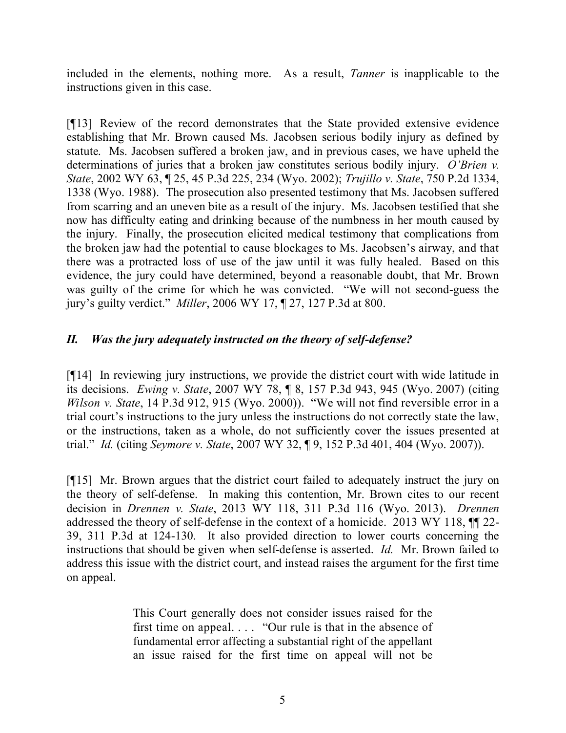included in the elements, nothing more. As a result, *Tanner* is inapplicable to the instructions given in this case.

[¶13] Review of the record demonstrates that the State provided extensive evidence establishing that Mr. Brown caused Ms. Jacobsen serious bodily injury as defined by statute. Ms. Jacobsen suffered a broken jaw, and in previous cases, we have upheld the determinations of juries that a broken jaw constitutes serious bodily injury. *O'Brien v. State*, 2002 WY 63, ¶ 25, 45 P.3d 225, 234 (Wyo. 2002); *Trujillo v. State*, 750 P.2d 1334, 1338 (Wyo. 1988). The prosecution also presented testimony that Ms. Jacobsen suffered from scarring and an uneven bite as a result of the injury. Ms. Jacobsen testified that she now has difficulty eating and drinking because of the numbness in her mouth caused by the injury. Finally, the prosecution elicited medical testimony that complications from the broken jaw had the potential to cause blockages to Ms. Jacobsen's airway, and that there was a protracted loss of use of the jaw until it was fully healed. Based on this evidence, the jury could have determined, beyond a reasonable doubt, that Mr. Brown was guilty of the crime for which he was convicted. "We will not second-guess the jury's guilty verdict." *Miller*, 2006 WY 17, ¶ 27, 127 P.3d at 800.

## *II. Was the jury adequately instructed on the theory of self-defense?*

[¶14] In reviewing jury instructions, we provide the district court with wide latitude in its decisions. *Ewing v. State*, 2007 WY 78, ¶ 8, 157 P.3d 943, 945 (Wyo. 2007) (citing *Wilson v. State*, 14 P.3d 912, 915 (Wyo. 2000)). "We will not find reversible error in a trial court's instructions to the jury unless the instructions do not correctly state the law, or the instructions, taken as a whole, do not sufficiently cover the issues presented at trial." *Id.* (citing *Seymore v. State*, 2007 WY 32, ¶ 9, 152 P.3d 401, 404 (Wyo. 2007)).

[¶15] Mr. Brown argues that the district court failed to adequately instruct the jury on the theory of self-defense. In making this contention, Mr. Brown cites to our recent decision in *Drennen v. State*, 2013 WY 118, 311 P.3d 116 (Wyo. 2013). *Drennen* addressed the theory of self-defense in the context of a homicide. 2013 WY 118, ¶¶ 22-39, 311 P.3d at 124-130. It also provided direction to lower courts concerning the instructions that should be given when self-defense is asserted. *Id.* Mr. Brown failed to address this issue with the district court, and instead raises the argument for the first time on appeal.

> This Court generally does not consider issues raised for the first time on appeal. . . . "Our rule is that in the absence of fundamental error affecting a substantial right of the appellant an issue raised for the first time on appeal will not be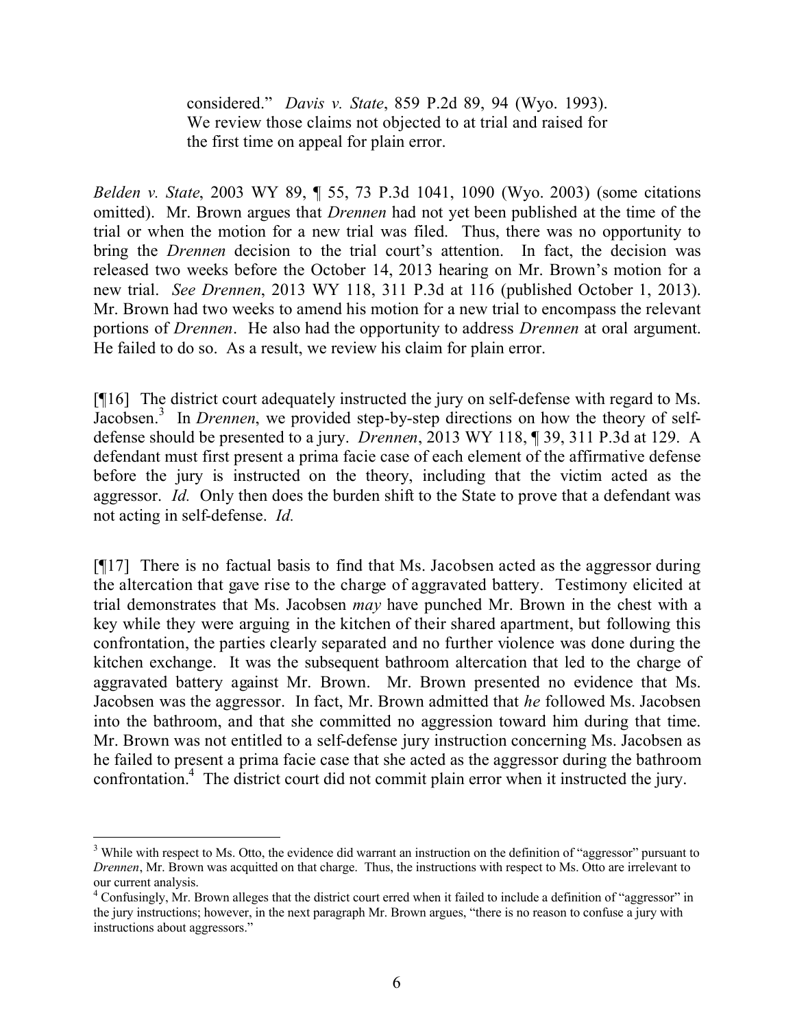> considered." *Davis v. State*, 859 P.2d 89, 94 (Wyo. 1993). We review those claims not objected to at trial and raised for the first time on appeal for plain error.

*Belden v. State*, 2003 WY 89, ¶ 55, 73 P.3d 1041, 1090 (Wyo. 2003) (some citations omitted). Mr. Brown argues that *Drennen* had not yet been published at the time of the trial or when the motion for a new trial was filed. Thus, there was no opportunity to bring the *Drennen* decision to the trial court's attention. In fact, the decision was released two weeks before the October 14, 2013 hearing on Mr. Brown's motion for a new trial. *See Drennen*, 2013 WY 118, 311 P.3d at 116 (published October 1, 2013). Mr. Brown had two weeks to amend his motion for a new trial to encompass the relevant portions of *Drennen*. He also had the opportunity to address *Drennen* at oral argument. He failed to do so. As a result, we review his claim for plain error.

[¶16] The district court adequately instructed the jury on self-defense with regard to Ms. Jacobsen.[3] In *Drennen*, we provided step-by-step directions on how the theory of self-defense should be presented to a jury. *Drennen*, 2013 WY 118, ¶ 39, 311 P.3d at 129. A defendant must first present a prima facie case of each element of the affirmative defense before the jury is instructed on the theory, including that the victim acted as the aggressor. *Id.* Only then does the burden shift to the State to prove that a defendant was not acting in self-defense. *Id.*

[¶17] There is no factual basis to find that Ms. Jacobsen acted as the aggressor during the altercation that gave rise to the charge of aggravated battery. Testimony elicited at trial demonstrates that Ms. Jacobsen *may* have punched Mr. Brown in the chest with a key while they were arguing in the kitchen of their shared apartment, but following this confrontation, the parties clearly separated and no further violence was done during the kitchen exchange. It was the subsequent bathroom altercation that led to the charge of aggravated battery against Mr. Brown. Mr. Brown presented no evidence that Ms. Jacobsen was the aggressor. In fact, Mr. Brown admitted that *he* followed Ms. Jacobsen into the bathroom, and that she committed no aggression toward him during that time. Mr. Brown was not entitled to a self-defense jury instruction concerning Ms. Jacobsen as he failed to present a prima facie case that she acted as the aggressor during the bathroom confrontation.[4] The district court did not commit plain error when it instructed the jury.

---

[3] While with respect to Ms. Otto, the evidence did warrant an instruction on the definition of "aggressor" pursuant to *Drennen*, Mr. Brown was acquitted on that charge. Thus, the instructions with respect to Ms. Otto are irrelevant to our current analysis.

[4] Confusingly, Mr. Brown alleges that the district court erred when it failed to include a definition of "aggressor" in the jury instructions; however, in the next paragraph Mr. Brown argues, "there is no reason to confuse a jury with instructions about aggressors."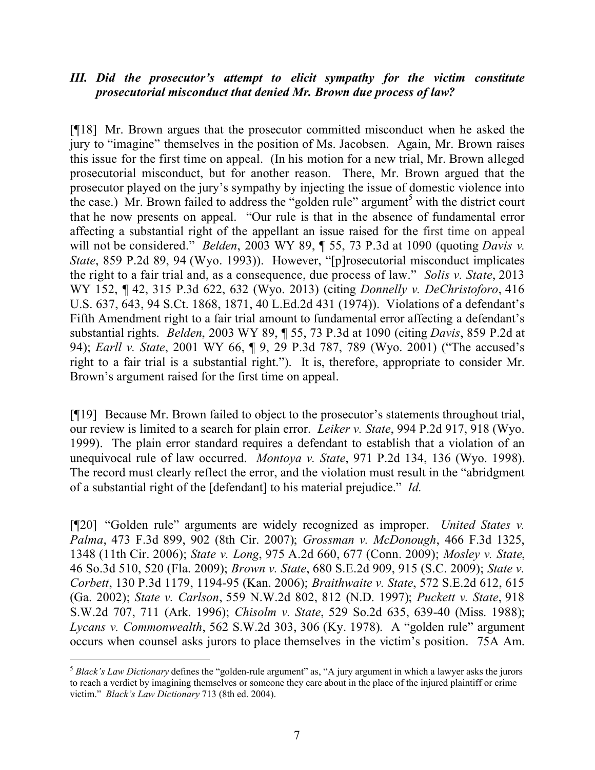### *III. Did the prosecutor's attempt to elicit sympathy for the victim constitute prosecutorial misconduct that denied Mr. Brown due process of law?*

[¶18] Mr. Brown argues that the prosecutor committed misconduct when he asked the jury to "imagine" themselves in the position of Ms. Jacobsen. Again, Mr. Brown raises this issue for the first time on appeal. (In his motion for a new trial, Mr. Brown alleged prosecutorial misconduct, but for another reason. There, Mr. Brown argued that the prosecutor played on the jury's sympathy by injecting the issue of domestic violence into the case.) Mr. Brown failed to address the "golden rule" argument[5] with the district court that he now presents on appeal. "Our rule is that in the absence of fundamental error affecting a substantial right of the appellant an issue raised for the first time on appeal will not be considered." *Belden*, 2003 WY 89, ¶ 55, 73 P.3d at 1090 (quoting *Davis v. State*, 859 P.2d 89, 94 (Wyo. 1993)). However, "[p]rosecutorial misconduct implicates the right to a fair trial and, as a consequence, due process of law." *Solis v. State*, 2013 WY 152, ¶ 42, 315 P.3d 622, 632 (Wyo. 2013) (citing *Donnelly v. DeChristoforo*, 416 U.S. 637, 643, 94 S.Ct. 1868, 1871, 40 L.Ed.2d 431 (1974)). Violations of a defendant's Fifth Amendment right to a fair trial amount to fundamental error affecting a defendant's substantial rights. *Belden*, 2003 WY 89, ¶ 55, 73 P.3d at 1090 (citing *Davis*, 859 P.2d at 94); *Earll v. State*, 2001 WY 66, ¶ 9, 29 P.3d 787, 789 (Wyo. 2001) ("The accused's right to a fair trial is a substantial right."). It is, therefore, appropriate to consider Mr. Brown's argument raised for the first time on appeal.

[¶19] Because Mr. Brown failed to object to the prosecutor's statements throughout trial, our review is limited to a search for plain error. *Leiker v. State*, 994 P.2d 917, 918 (Wyo. 1999). The plain error standard requires a defendant to establish that a violation of an unequivocal rule of law occurred. *Montoya v. State*, 971 P.2d 134, 136 (Wyo. 1998). The record must clearly reflect the error, and the violation must result in the "abridgment of a substantial right of the [defendant] to his material prejudice." *Id.*

[¶20] "Golden rule" arguments are widely recognized as improper. *United States v. Palma*, 473 F.3d 899, 902 (8th Cir. 2007); *Grossman v. McDonough*, 466 F.3d 1325, 1348 (11th Cir. 2006); *State v. Long*, 975 A.2d 660, 677 (Conn. 2009); *Mosley v. State*, 46 So.3d 510, 520 (Fla. 2009); *Brown v. State*, 680 S.E.2d 909, 915 (S.C. 2009); *State v. Corbett*, 130 P.3d 1179, 1194-95 (Kan. 2006); *Braithwaite v. State*, 572 S.E.2d 612, 615 (Ga. 2002); *State v. Carlson*, 559 N.W.2d 802, 812 (N.D. 1997); *Puckett v. State*, 918 S.W.2d 707, 711 (Ark. 1996); *Chisolm v. State*, 529 So.2d 635, 639-40 (Miss. 1988); *Lycans v. Commonwealth*, 562 S.W.2d 303, 306 (Ky. 1978). A "golden rule" argument occurs when counsel asks jurors to place themselves in the victim's position. 75A Am.

---

[5] *Black's Law Dictionary* defines the "golden-rule argument" as, "A jury argument in which a lawyer asks the jurors to reach a verdict by imagining themselves or someone they care about in the place of the injured plaintiff or crime victim." *Black's Law Dictionary* 713 (8th ed. 2004).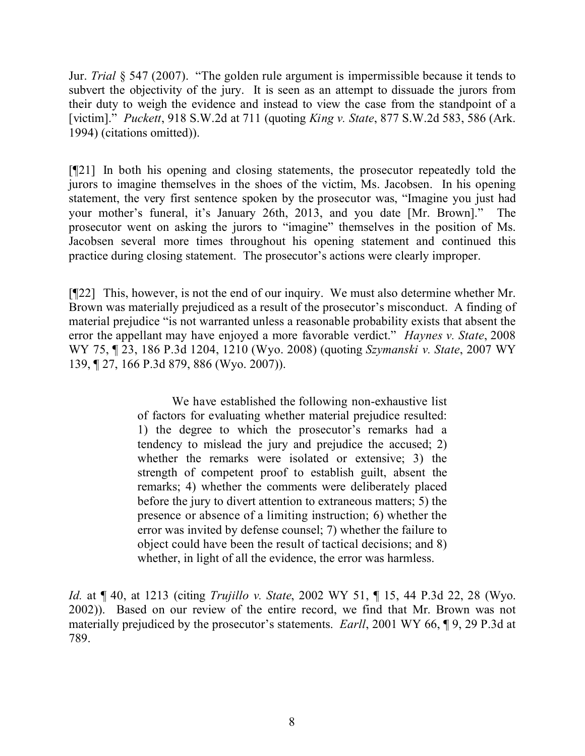Jur. *Trial* § 547 (2007). "The golden rule argument is impermissible because it tends to subvert the objectivity of the jury. It is seen as an attempt to dissuade the jurors from their duty to weigh the evidence and instead to view the case from the standpoint of a [victim]." *Puckett*, 918 S.W.2d at 711 (quoting *King v. State*, 877 S.W.2d 583, 586 (Ark. 1994) (citations omitted)).

[¶21] In both his opening and closing statements, the prosecutor repeatedly told the jurors to imagine themselves in the shoes of the victim, Ms. Jacobsen. In his opening statement, the very first sentence spoken by the prosecutor was, "Imagine you just had your mother's funeral, it's January 26th, 2013, and you date [Mr. Brown]." The prosecutor went on asking the jurors to "imagine" themselves in the position of Ms. Jacobsen several more times throughout his opening statement and continued this practice during closing statement. The prosecutor's actions were clearly improper.

[¶22] This, however, is not the end of our inquiry. We must also determine whether Mr. Brown was materially prejudiced as a result of the prosecutor's misconduct. A finding of material prejudice "is not warranted unless a reasonable probability exists that absent the error the appellant may have enjoyed a more favorable verdict." *Haynes v. State*, 2008 WY 75, ¶ 23, 186 P.3d 1204, 1210 (Wyo. 2008) (quoting *Szymanski v. State*, 2007 WY 139, ¶ 27, 166 P.3d 879, 886 (Wyo. 2007)).

> We have established the following non-exhaustive list of factors for evaluating whether material prejudice resulted: 1) the degree to which the prosecutor's remarks had a tendency to mislead the jury and prejudice the accused; 2) whether the remarks were isolated or extensive; 3) the strength of competent proof to establish guilt, absent the remarks; 4) whether the comments were deliberately placed before the jury to divert attention to extraneous matters; 5) the presence or absence of a limiting instruction; 6) whether the error was invited by defense counsel; 7) whether the failure to object could have been the result of tactical decisions; and 8) whether, in light of all the evidence, the error was harmless.

*Id.* at ¶ 40, at 1213 (citing *Trujillo v. State*, 2002 WY 51, ¶ 15, 44 P.3d 22, 28 (Wyo. 2002)). Based on our review of the entire record, we find that Mr. Brown was not materially prejudiced by the prosecutor's statements. *Earll*, 2001 WY 66, ¶ 9, 29 P.3d at 789.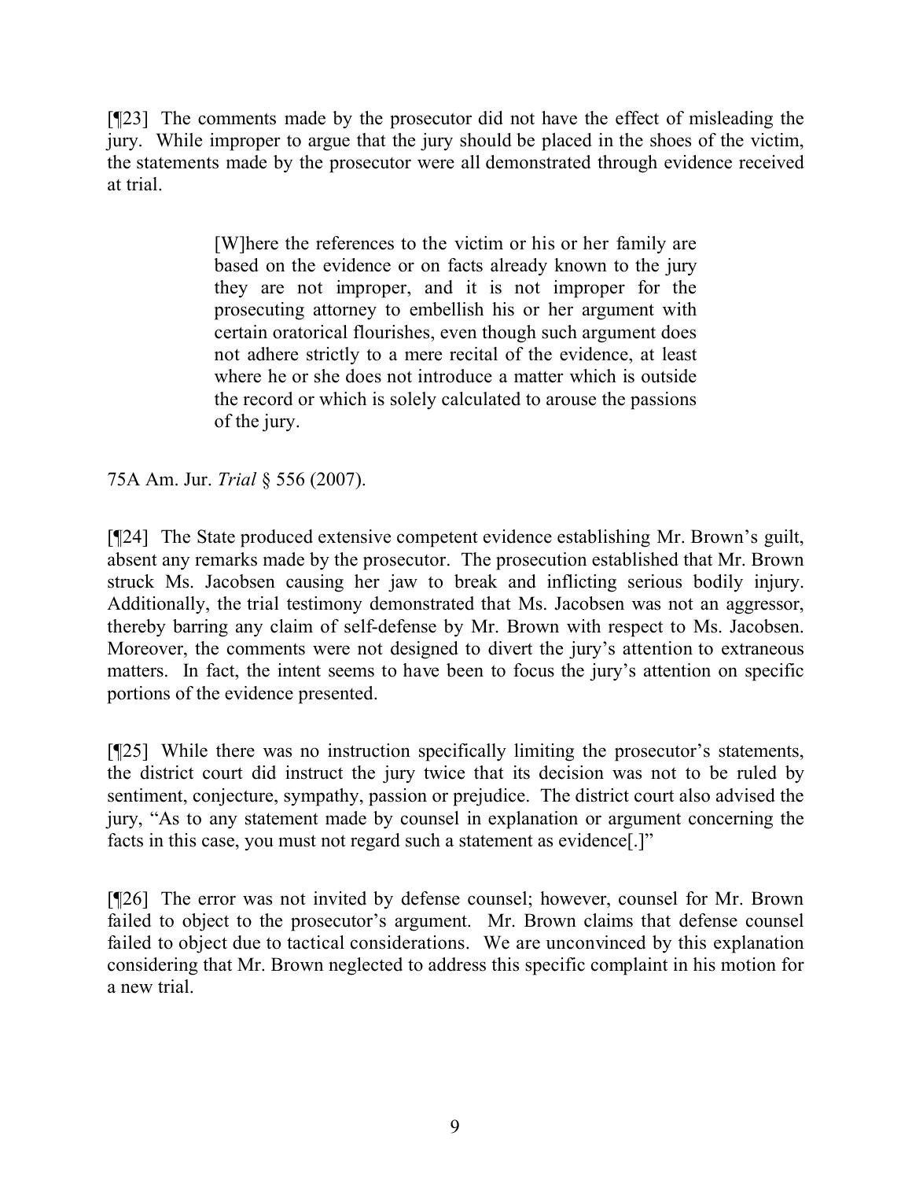[¶23] The comments made by the prosecutor did not have the effect of misleading the jury. While improper to argue that the jury should be placed in the shoes of the victim, the statements made by the prosecutor were all demonstrated through evidence received at trial.

> [W]here the references to the victim or his or her family are based on the evidence or on facts already known to the jury they are not improper, and it is not improper for the prosecuting attorney to embellish his or her argument with certain oratorical flourishes, even though such argument does not adhere strictly to a mere recital of the evidence, at least where he or she does not introduce a matter which is outside the record or which is solely calculated to arouse the passions of the jury.

75A Am. Jur. *Trial* § 556 (2007).

[¶24] The State produced extensive competent evidence establishing Mr. Brown's guilt, absent any remarks made by the prosecutor. The prosecution established that Mr. Brown struck Ms. Jacobsen causing her jaw to break and inflicting serious bodily injury. Additionally, the trial testimony demonstrated that Ms. Jacobsen was not an aggressor, thereby barring any claim of self-defense by Mr. Brown with respect to Ms. Jacobsen. Moreover, the comments were not designed to divert the jury's attention to extraneous matters. In fact, the intent seems to have been to focus the jury's attention on specific portions of the evidence presented.

[¶25] While there was no instruction specifically limiting the prosecutor's statements, the district court did instruct the jury twice that its decision was not to be ruled by sentiment, conjecture, sympathy, passion or prejudice. The district court also advised the jury, "As to any statement made by counsel in explanation or argument concerning the facts in this case, you must not regard such a statement as evidence[.]"

[¶26] The error was not invited by defense counsel; however, counsel for Mr. Brown failed to object to the prosecutor's argument. Mr. Brown claims that defense counsel failed to object due to tactical considerations. We are unconvinced by this explanation considering that Mr. Brown neglected to address this specific complaint in his motion for a new trial.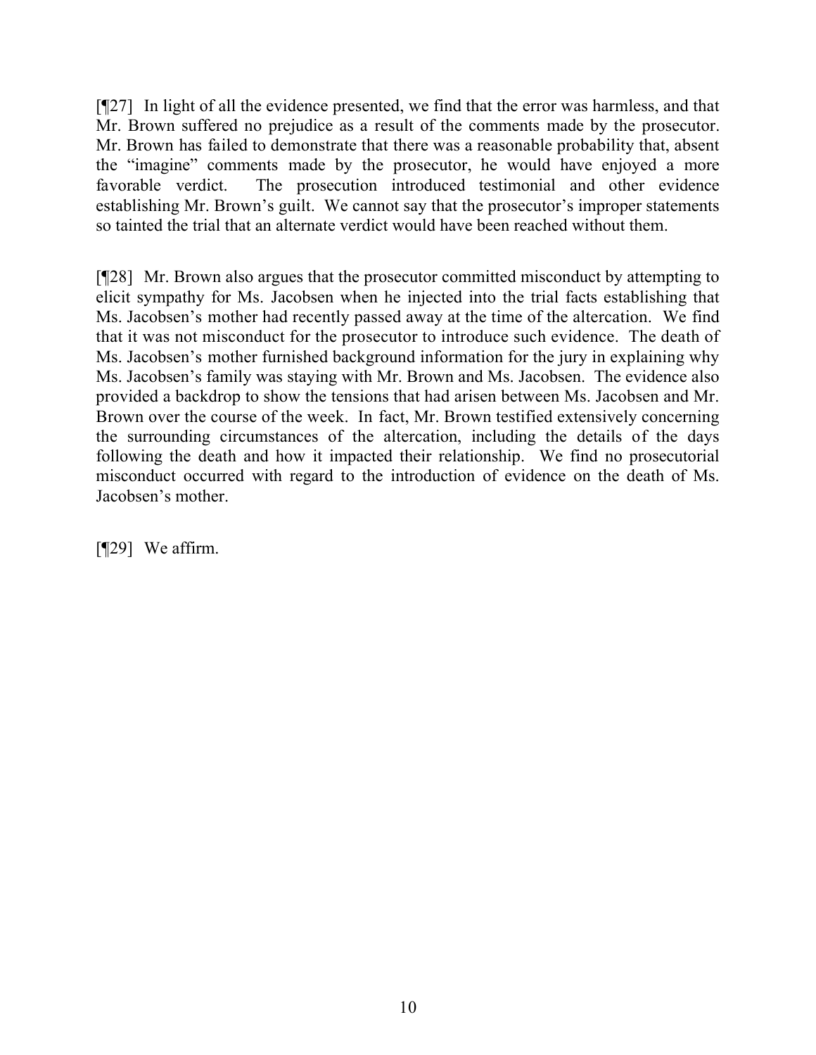[¶27] In light of all the evidence presented, we find that the error was harmless, and that Mr. Brown suffered no prejudice as a result of the comments made by the prosecutor. Mr. Brown has failed to demonstrate that there was a reasonable probability that, absent the "imagine" comments made by the prosecutor, he would have enjoyed a more favorable verdict. The prosecution introduced testimonial and other evidence establishing Mr. Brown's guilt. We cannot say that the prosecutor's improper statements so tainted the trial that an alternate verdict would have been reached without them.

[¶28] Mr. Brown also argues that the prosecutor committed misconduct by attempting to elicit sympathy for Ms. Jacobsen when he injected into the trial facts establishing that Ms. Jacobsen's mother had recently passed away at the time of the altercation. We find that it was not misconduct for the prosecutor to introduce such evidence. The death of Ms. Jacobsen's mother furnished background information for the jury in explaining why Ms. Jacobsen's family was staying with Mr. Brown and Ms. Jacobsen. The evidence also provided a backdrop to show the tensions that had arisen between Ms. Jacobsen and Mr. Brown over the course of the week. In fact, Mr. Brown testified extensively concerning the surrounding circumstances of the altercation, including the details of the days following the death and how it impacted their relationship. We find no prosecutorial misconduct occurred with regard to the introduction of evidence on the death of Ms. Jacobsen's mother.

[¶29] We affirm.